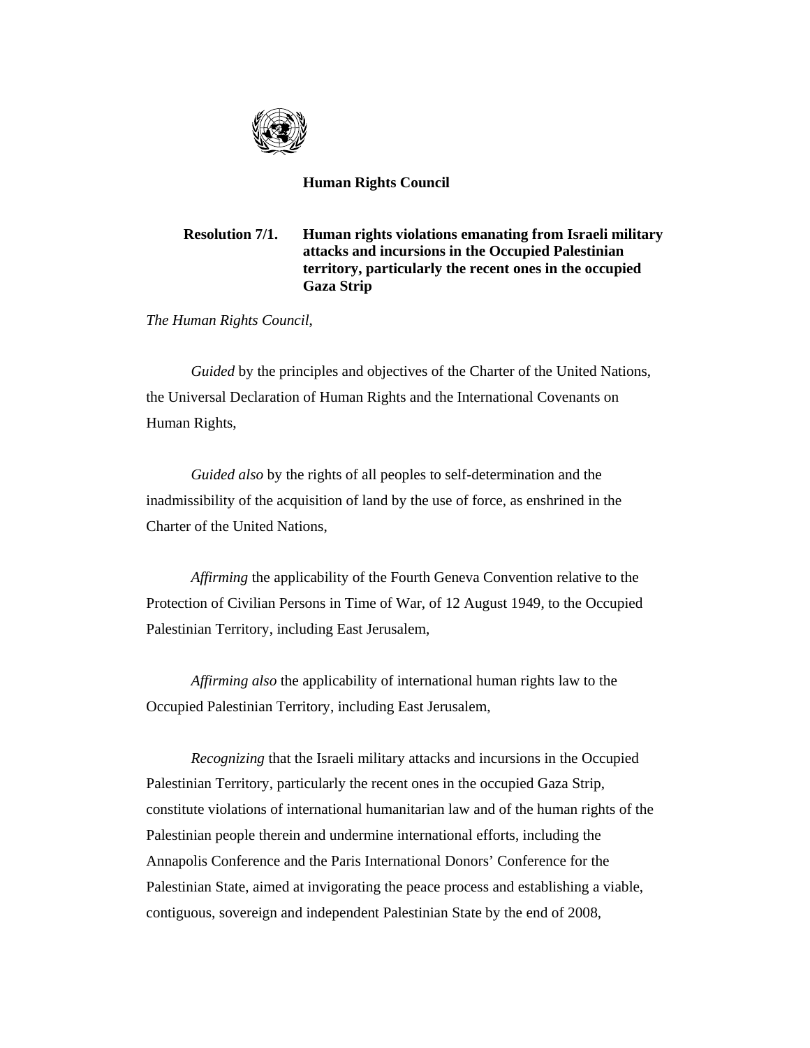**Human Rights Council**

**Resolution 7/1. Human rights violations emanating from Israeli military attacks and incursions in the Occupied Palestinian territory, particularly the recent ones in the occupied Gaza Strip**

*The Human Rights Council*,

*Guided* by the principles and objectives of the Charter of the United Nations, the Universal Declaration of Human Rights and the International Covenants on Human Rights,

*Guided also* by the rights of all peoples to self-determination and the inadmissibility of the acquisition of land by the use of force, as enshrined in the Charter of the United Nations,

*Affirming* the applicability of the Fourth Geneva Convention relative to the Protection of Civilian Persons in Time of War, of 12 August 1949, to the Occupied Palestinian Territory, including East Jerusalem,

*Affirming also* the applicability of international human rights law to the Occupied Palestinian Territory, including East Jerusalem,

*Recognizing* that the Israeli military attacks and incursions in the Occupied Palestinian Territory, particularly the recent ones in the occupied Gaza Strip, constitute violations of international humanitarian law and of the human rights of the Palestinian people therein and undermine international efforts, including the Annapolis Conference and the Paris International Donors' Conference for the Palestinian State, aimed at invigorating the peace process and establishing a viable, contiguous, sovereign and independent Palestinian State by the end of 2008,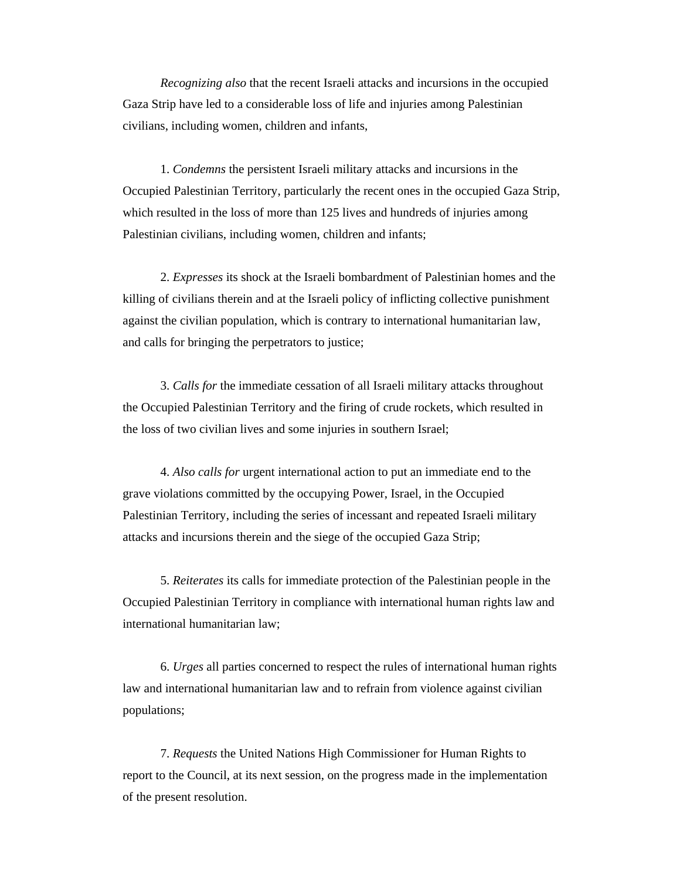*Recognizing also* that the recent Israeli attacks and incursions in the occupied Gaza Strip have led to a considerable loss of life and injuries among Palestinian civilians, including women, children and infants,

1. *Condemns* the persistent Israeli military attacks and incursions in the Occupied Palestinian Territory, particularly the recent ones in the occupied Gaza Strip, which resulted in the loss of more than 125 lives and hundreds of injuries among Palestinian civilians, including women, children and infants;

2. *Expresses* its shock at the Israeli bombardment of Palestinian homes and the killing of civilians therein and at the Israeli policy of inflicting collective punishment against the civilian population, which is contrary to international humanitarian law, and calls for bringing the perpetrators to justice;

3. *Calls for* the immediate cessation of all Israeli military attacks throughout the Occupied Palestinian Territory and the firing of crude rockets, which resulted in the loss of two civilian lives and some injuries in southern Israel;

4. *Also calls for* urgent international action to put an immediate end to the grave violations committed by the occupying Power, Israel, in the Occupied Palestinian Territory, including the series of incessant and repeated Israeli military attacks and incursions therein and the siege of the occupied Gaza Strip;

5. *Reiterates* its calls for immediate protection of the Palestinian people in the Occupied Palestinian Territory in compliance with international human rights law and international humanitarian law;

6. *Urges* all parties concerned to respect the rules of international human rights law and international humanitarian law and to refrain from violence against civilian populations;

7. *Requests* the United Nations High Commissioner for Human Rights to report to the Council, at its next session, on the progress made in the implementation of the present resolution.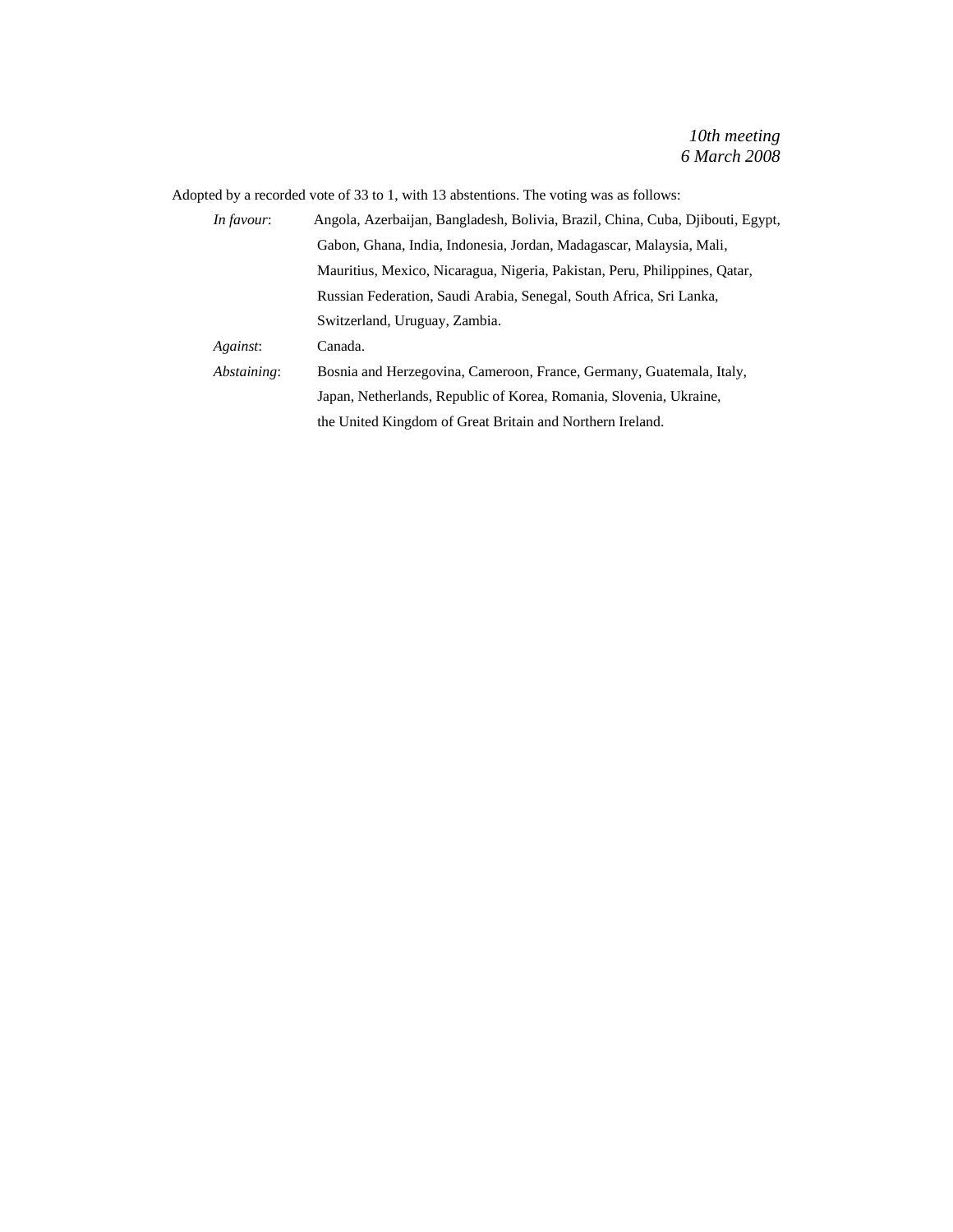*10th meeting*
*6 March 2008*

Adopted by a recorded vote of 33 to 1, with 13 abstentions. The voting was as follows:

*In favour*: Angola, Azerbaijan, Bangladesh, Bolivia, Brazil, China, Cuba, Djibouti, Egypt, Gabon, Ghana, India, Indonesia, Jordan, Madagascar, Malaysia, Mali, Mauritius, Mexico, Nicaragua, Nigeria, Pakistan, Peru, Philippines, Qatar, Russian Federation, Saudi Arabia, Senegal, South Africa, Sri Lanka, Switzerland, Uruguay, Zambia.

*Against*: Canada.

*Abstaining*: Bosnia and Herzegovina, Cameroon, France, Germany, Guatemala, Italy, Japan, Netherlands, Republic of Korea, Romania, Slovenia, Ukraine, the United Kingdom of Great Britain and Northern Ireland.